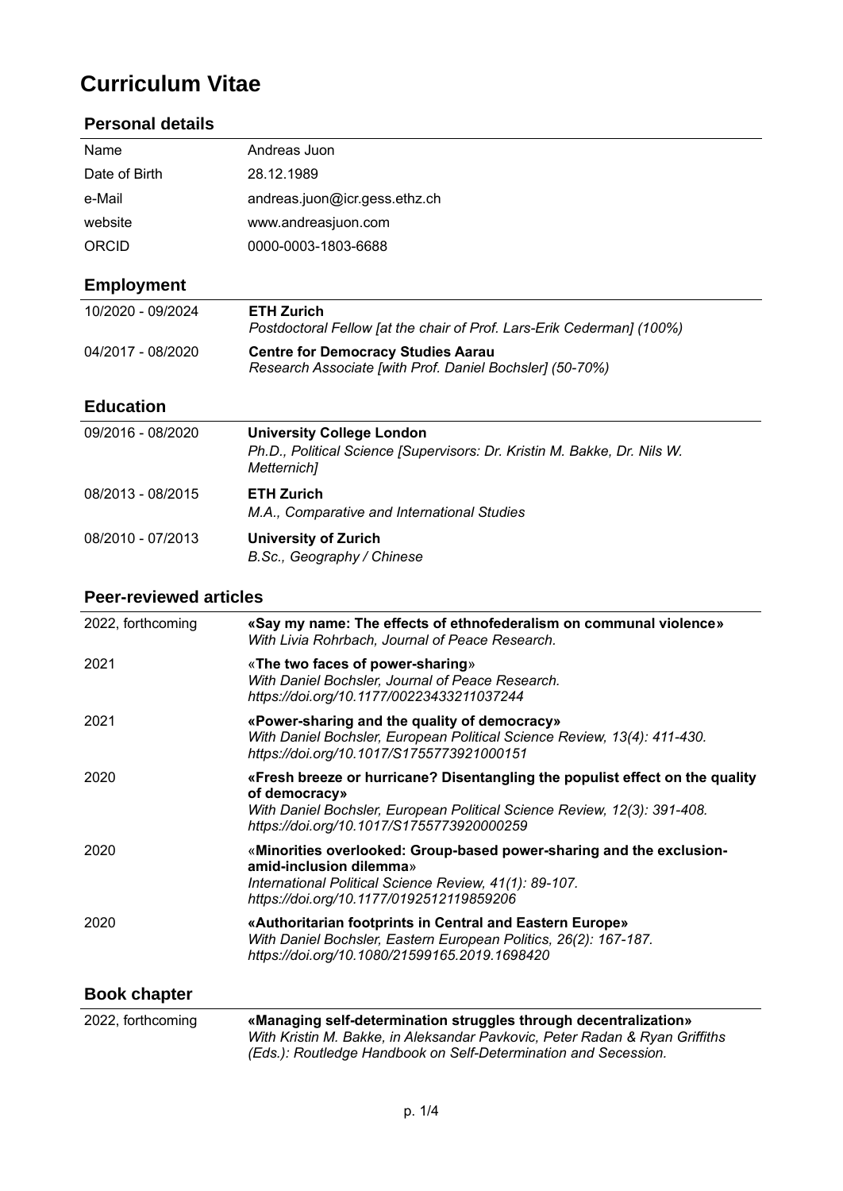# Curriculum Vitae

## Personal details

| | |
|---|---|
| Name | Andreas Juon |
| Date of Birth | 28.12.1989 |
| e-Mail | andreas.juon@icr.gess.ethz.ch |
| website | www.andreasjuon.com |
| ORCID | 0000-0003-1803-6688 |

## Employment

| | |
|---|---|
| 10/2020 - 09/2024 | **ETH Zurich**<br>*Postdoctoral Fellow [at the chair of Prof. Lars-Erik Cederman] (100%)* |
| 04/2017 - 08/2020 | **Centre for Democracy Studies Aarau**<br>*Research Associate [with Prof. Daniel Bochsler] (50-70%)* |

## Education

| | |
|---|---|
| 09/2016 - 08/2020 | **University College London**<br>*Ph.D., Political Science [Supervisors: Dr. Kristin M. Bakke, Dr. Nils W. Metternich]* |
| 08/2013 - 08/2015 | **ETH Zurich**<br>*M.A., Comparative and International Studies* |
| 08/2010 - 07/2013 | **University of Zurich**<br>*B.Sc., Geography / Chinese* |

## Peer-reviewed articles

| | |
|---|---|
| 2022, forthcoming | **«Say my name: The effects of ethnofederalism on communal violence»**<br>*With Livia Rohrbach, Journal of Peace Research.* |
| 2021 | «**The two faces of power-sharing**»<br>*With Daniel Bochsler, Journal of Peace Research.*<br>*https://doi.org/10.1177/00223433211037244* |
| 2021 | **«Power-sharing and the quality of democracy»**<br>*With Daniel Bochsler, European Political Science Review, 13(4): 411-430.*<br>*https://doi.org/10.1017/S1755773921000151* |
| 2020 | **«Fresh breeze or hurricane? Disentangling the populist effect on the quality of democracy»**<br>*With Daniel Bochsler, European Political Science Review, 12(3): 391-408.*<br>*https://doi.org/10.1017/S1755773920000259* |
| 2020 | «**Minorities overlooked: Group-based power-sharing and the exclusion-amid-inclusion dilemma**»<br>*International Political Science Review, 41(1): 89-107.*<br>*https://doi.org/10.1177/0192512119859206* |
| 2020 | **«Authoritarian footprints in Central and Eastern Europe»**<br>*With Daniel Bochsler, Eastern European Politics, 26(2): 167-187.*<br>*https://doi.org/10.1080/21599165.2019.1698420* |

## Book chapter

| | |
|---|---|
| 2022, forthcoming | **«Managing self-determination struggles through decentralization»**<br>*With Kristin M. Bakke, in Aleksandar Pavkovic, Peter Radan & Ryan Griffiths (Eds.): Routledge Handbook on Self-Determination and Secession.* |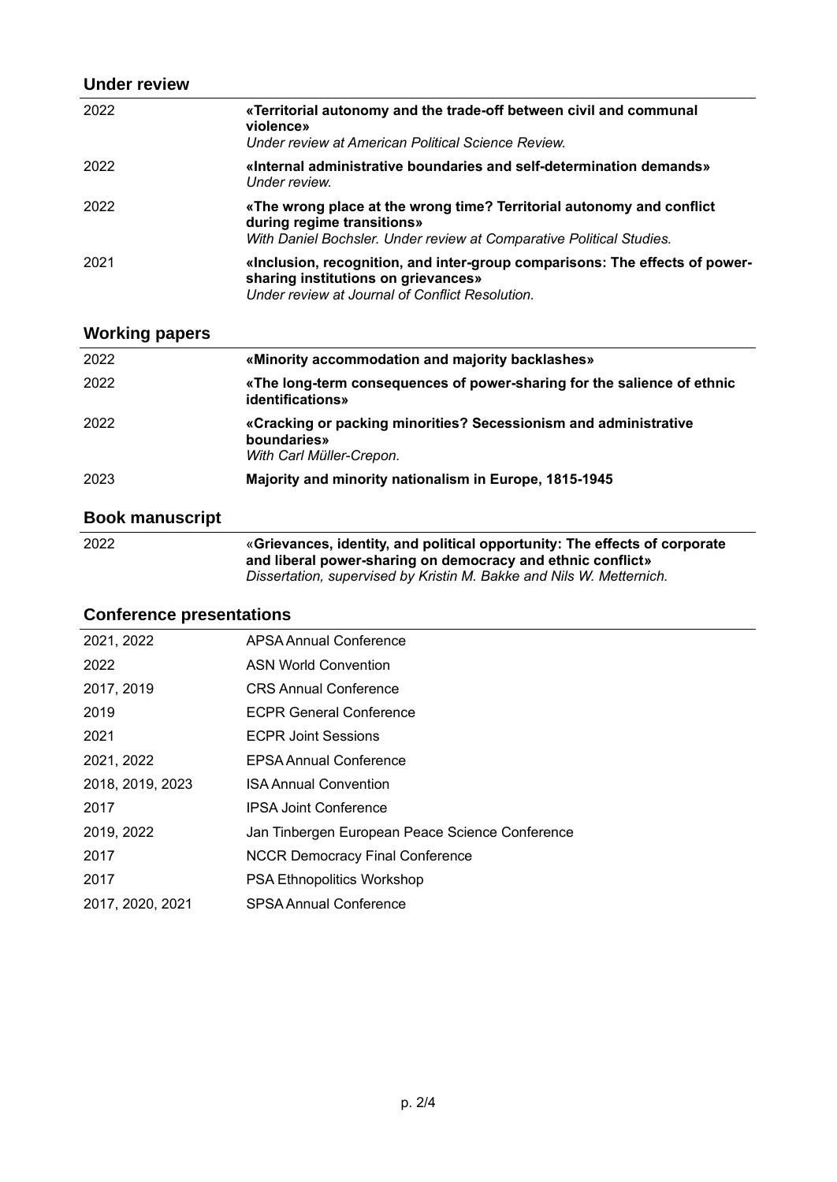## Under review

| | |
|---|---|
| 2022 | **«Territorial autonomy and the trade-off between civil and communal violence»**<br>*Under review at American Political Science Review.* |
| 2022 | **«Internal administrative boundaries and self-determination demands»**<br>*Under review.* |
| 2022 | **«The wrong place at the wrong time? Territorial autonomy and conflict during regime transitions»**<br>*With Daniel Bochsler. Under review at Comparative Political Studies.* |
| 2021 | **«Inclusion, recognition, and inter-group comparisons: The effects of power-sharing institutions on grievances»**<br>*Under review at Journal of Conflict Resolution.* |

## Working papers

| | |
|---|---|
| 2022 | **«Minority accommodation and majority backlashes»** |
| 2022 | **«The long-term consequences of power-sharing for the salience of ethnic identifications»** |
| 2022 | **«Cracking or packing minorities? Secessionism and administrative boundaries»**<br>*With Carl Müller-Crepon.* |
| 2023 | **Majority and minority nationalism in Europe, 1815-1945** |

## Book manuscript

| | |
|---|---|
| 2022 | «**Grievances, identity, and political opportunity: The effects of corporate and liberal power-sharing on democracy and ethnic conflict»**<br>*Dissertation, supervised by Kristin M. Bakke and Nils W. Metternich.* |

## Conference presentations

| | |
|---|---|
| 2021, 2022 | APSA Annual Conference |
| 2022 | ASN World Convention |
| 2017, 2019 | CRS Annual Conference |
| 2019 | ECPR General Conference |
| 2021 | ECPR Joint Sessions |
| 2021, 2022 | EPSA Annual Conference |
| 2018, 2019, 2023 | ISA Annual Convention |
| 2017 | IPSA Joint Conference |
| 2019, 2022 | Jan Tinbergen European Peace Science Conference |
| 2017 | NCCR Democracy Final Conference |
| 2017 | PSA Ethnopolitics Workshop |
| 2017, 2020, 2021 | SPSA Annual Conference |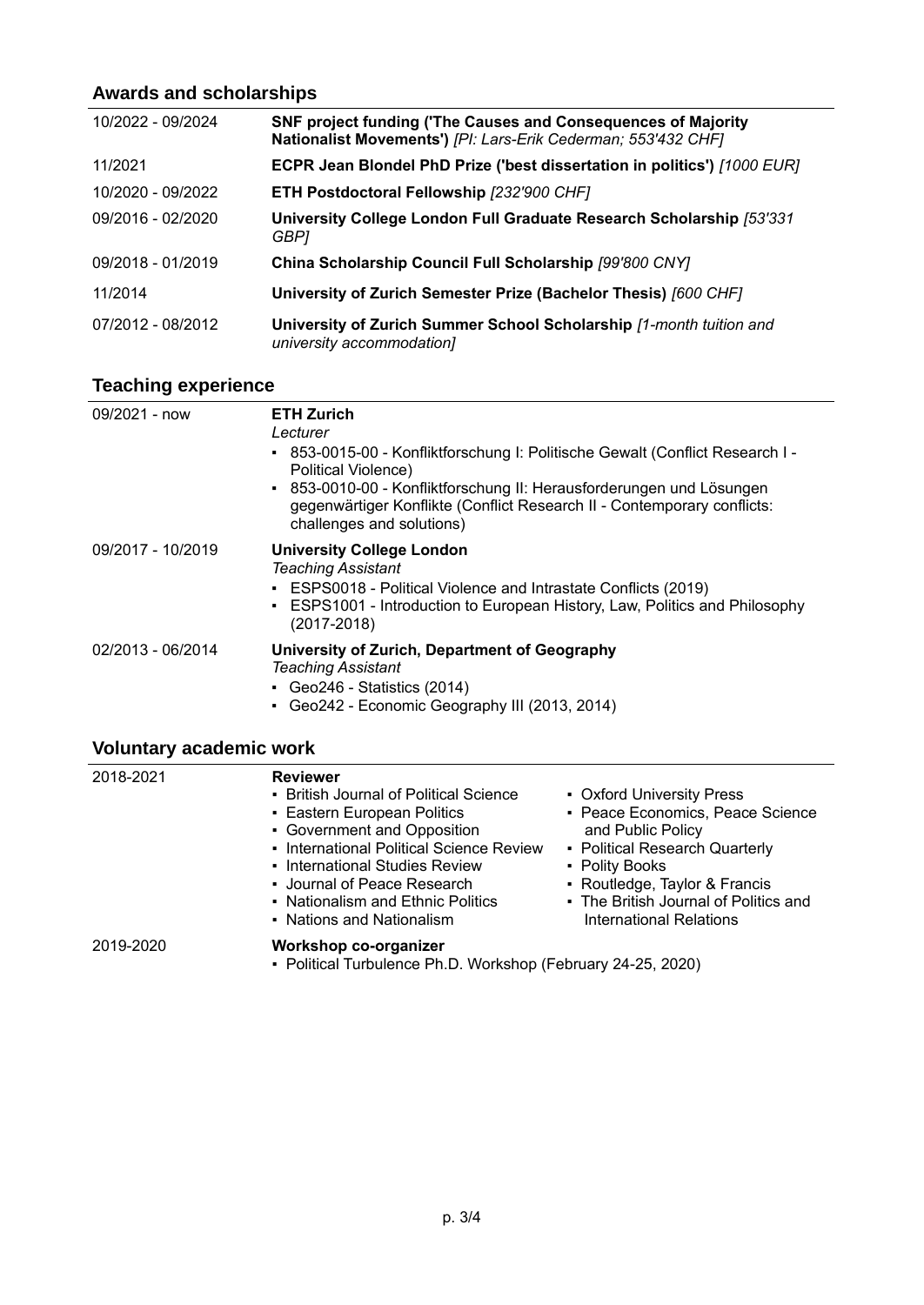## Awards and scholarships

| | |
|---|---|
| 10/2022 - 09/2024 | **SNF project funding ('The Causes and Consequences of Majority Nationalist Movements')** *[PI: Lars-Erik Cederman; 553'432 CHF]* |
| 11/2021 | **ECPR Jean Blondel PhD Prize ('best dissertation in politics')** *[1000 EUR]* |
| 10/2020 - 09/2022 | **ETH Postdoctoral Fellowship** *[232'900 CHF]* |
| 09/2016 - 02/2020 | **University College London Full Graduate Research Scholarship** *[53'331 GBP]* |
| 09/2018 - 01/2019 | **China Scholarship Council Full Scholarship** *[99'800 CNY]* |
| 11/2014 | **University of Zurich Semester Prize (Bachelor Thesis)** *[600 CHF]* |
| 07/2012 - 08/2012 | **University of Zurich Summer School Scholarship** *[1-month tuition and university accommodation]* |

## Teaching experience

**09/2021 - now**

**ETH Zurich**
*Lecturer*

- 853-0015-00 - Konfliktforschung I: Politische Gewalt (Conflict Research I - Political Violence)
- 853-0010-00 - Konfliktforschung II: Herausforderungen und Lösungen gegenwärtiger Konflikte (Conflict Research II - Contemporary conflicts: challenges and solutions)

**09/2017 - 10/2019**

**University College London**
*Teaching Assistant*

- ESPS0018 - Political Violence and Intrastate Conflicts (2019)
- ESPS1001 - Introduction to European History, Law, Politics and Philosophy (2017-2018)

**02/2013 - 06/2014**

**University of Zurich, Department of Geography**
*Teaching Assistant*

- Geo246 - Statistics (2014)
- Geo242 - Economic Geography III (2013, 2014)

## Voluntary academic work

**2018-2021**

**Reviewer**

- British Journal of Political Science
- Eastern European Politics
- Government and Opposition
- International Political Science Review
- International Studies Review
- Journal of Peace Research
- Nationalism and Ethnic Politics
- Nations and Nationalism
- Oxford University Press
- Peace Economics, Peace Science and Public Policy
- Political Research Quarterly
- Polity Books
- Routledge, Taylor & Francis
- The British Journal of Politics and International Relations

**2019-2020**

**Workshop co-organizer**

- Political Turbulence Ph.D. Workshop (February 24-25, 2020)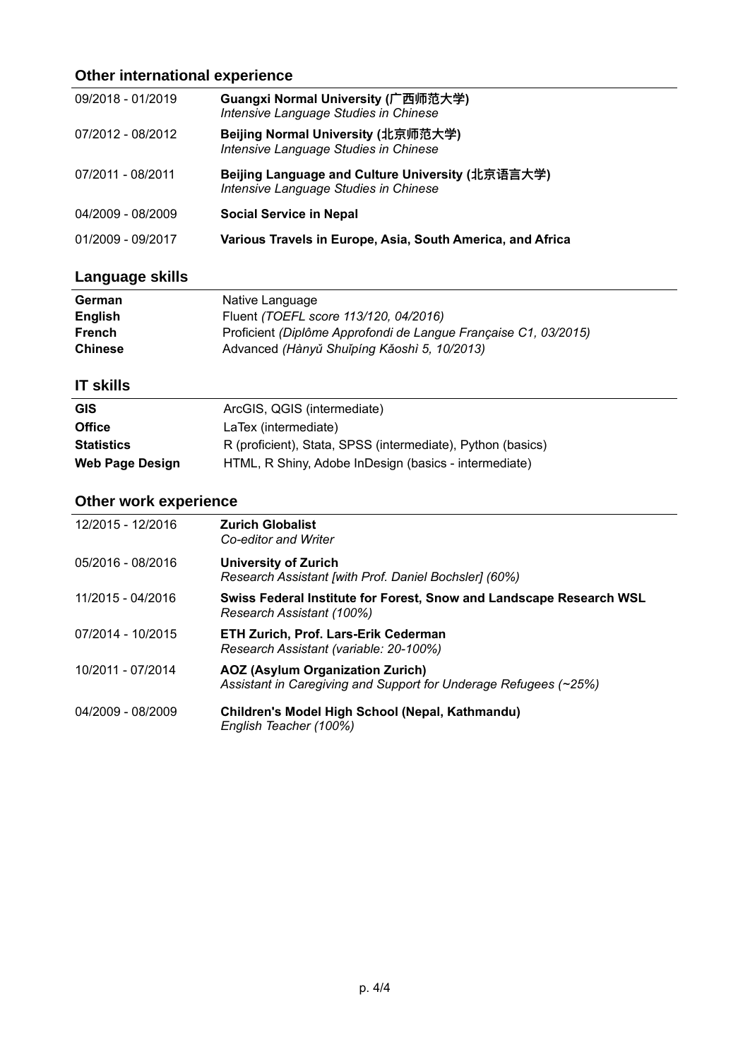## Other international experience

| | |
|---|---|
| 09/2018 - 01/2019 | **Guangxi Normal University (广西师范大学)**<br>*Intensive Language Studies in Chinese* |
| 07/2012 - 08/2012 | **Beijing Normal University (北京师范大学)**<br>*Intensive Language Studies in Chinese* |
| 07/2011 - 08/2011 | **Beijing Language and Culture University (北京语言大学)**<br>*Intensive Language Studies in Chinese* |
| 04/2009 - 08/2009 | **Social Service in Nepal** |
| 01/2009 - 09/2017 | **Various Travels in Europe, Asia, South America, and Africa** |

## Language skills

| | |
|---|---|
| **German** | Native Language |
| **English** | Fluent *(TOEFL score 113/120, 04/2016)* |
| **French** | Proficient *(Diplôme Approfondi de Langue Française C1, 03/2015)* |
| **Chinese** | Advanced *(Hànyǔ Shuǐpíng Kǎoshì 5, 10/2013)* |

## IT skills

| | |
|---|---|
| **GIS** | ArcGIS, QGIS (intermediate) |
| **Office** | LaTex (intermediate) |
| **Statistics** | R (proficient), Stata, SPSS (intermediate), Python (basics) |
| **Web Page Design** | HTML, R Shiny, Adobe InDesign (basics - intermediate) |

## Other work experience

| | |
|---|---|
| 12/2015 - 12/2016 | **Zurich Globalist**<br>*Co-editor and Writer* |
| 05/2016 - 08/2016 | **University of Zurich**<br>*Research Assistant [with Prof. Daniel Bochsler] (60%)* |
| 11/2015 - 04/2016 | **Swiss Federal Institute for Forest, Snow and Landscape Research WSL**<br>*Research Assistant (100%)* |
| 07/2014 - 10/2015 | **ETH Zurich, Prof. Lars-Erik Cederman**<br>*Research Assistant (variable: 20-100%)* |
| 10/2011 - 07/2014 | **AOZ (Asylum Organization Zurich)**<br>*Assistant in Caregiving and Support for Underage Refugees (~25%)* |
| 04/2009 - 08/2009 | **Children's Model High School (Nepal, Kathmandu)**<br>*English Teacher (100%)* |